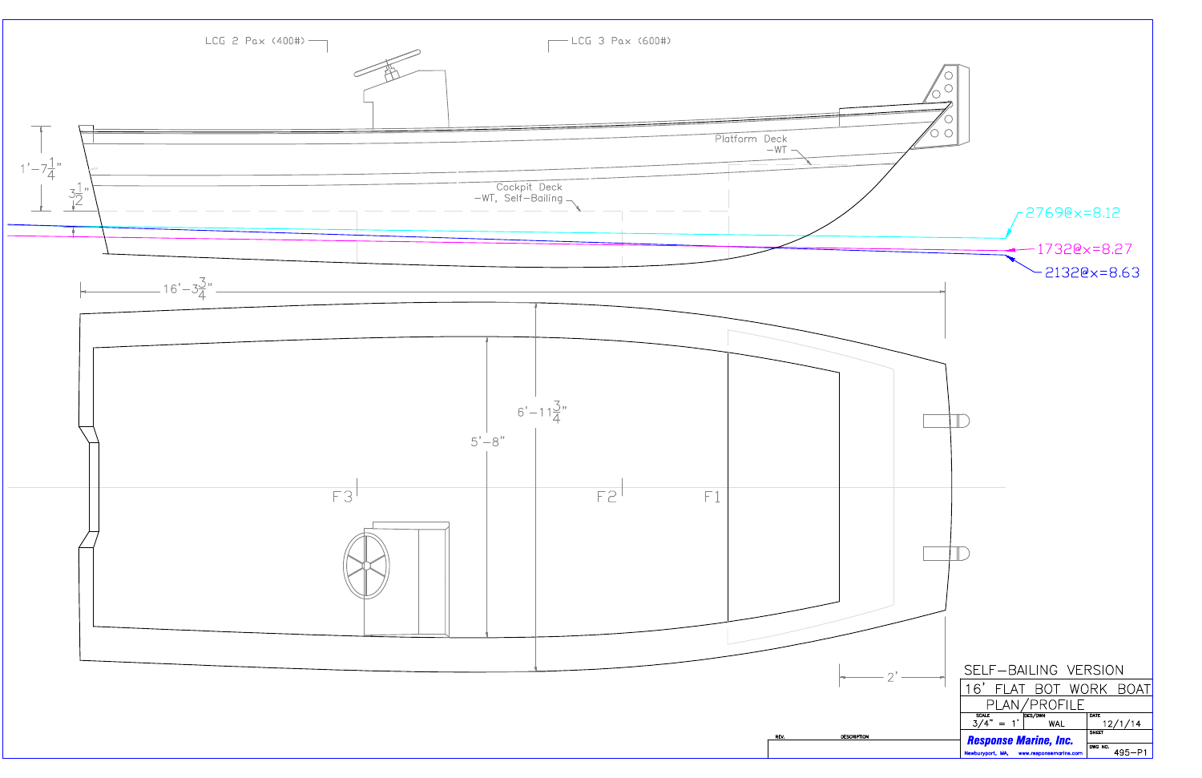LCG 2 Pax (400#)

LCG 3 Pax (600#)

1'-7 1/4"

3 1/2"

Platform Deck
—WT

Cockpit Deck
—WT, Self–Bailing

2769@x=8.12

1732@x=8.27

2132@x=8.63

16'-3 3/4"

6'-11 3/4"

5'-8"

F3

F2

F1

2'

SELF–BAILING VERSION

| 16' FLAT BOT WORK BOAT | | |
|---|---|---|
| PLAN/PROFILE | | |
| SCALE 3/4" = 1' | DES/DWN WAL | DATE 12/1/14 |
| Response Marine, Inc. | | SHEET |
| Newburyport, MA, www.responsemarine.com | | DWG NO. 495–P1 |

| REV. | DESCRIPTION |
|---|---|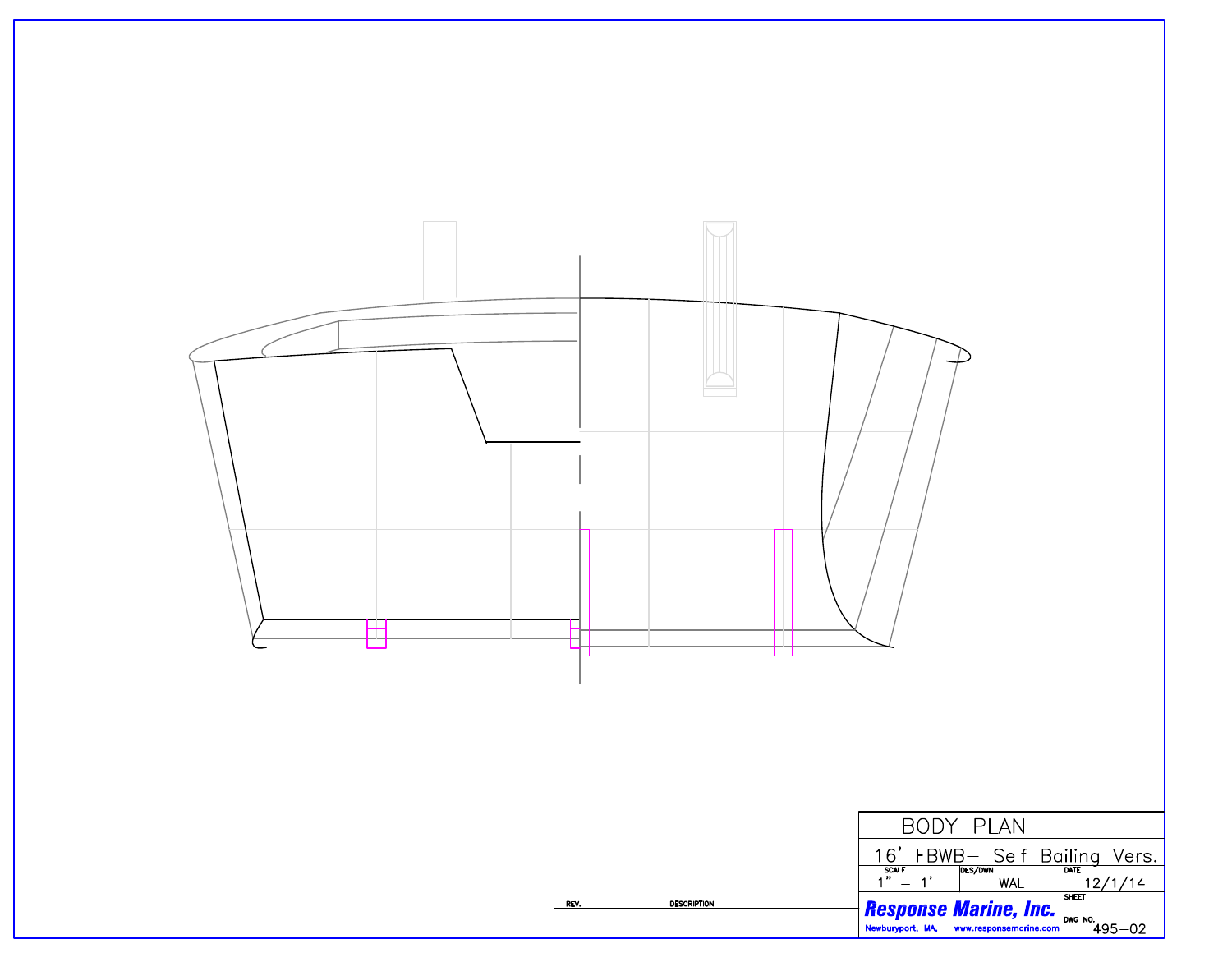# BODY PLAN

16' FBWB– Self Bailing Vers.

| SCALE | DES/DWN | DATE |
| --- | --- | --- |
| 1" = 1' | WAL | 12/1/14 |

**Response Marine, Inc.**

Newburyport, MA, www.responsemarine.com

| SHEET | DWG NO. |
| --- | --- |
| | 495–02 |

| REV. | DESCRIPTION |
| --- | --- |
| | |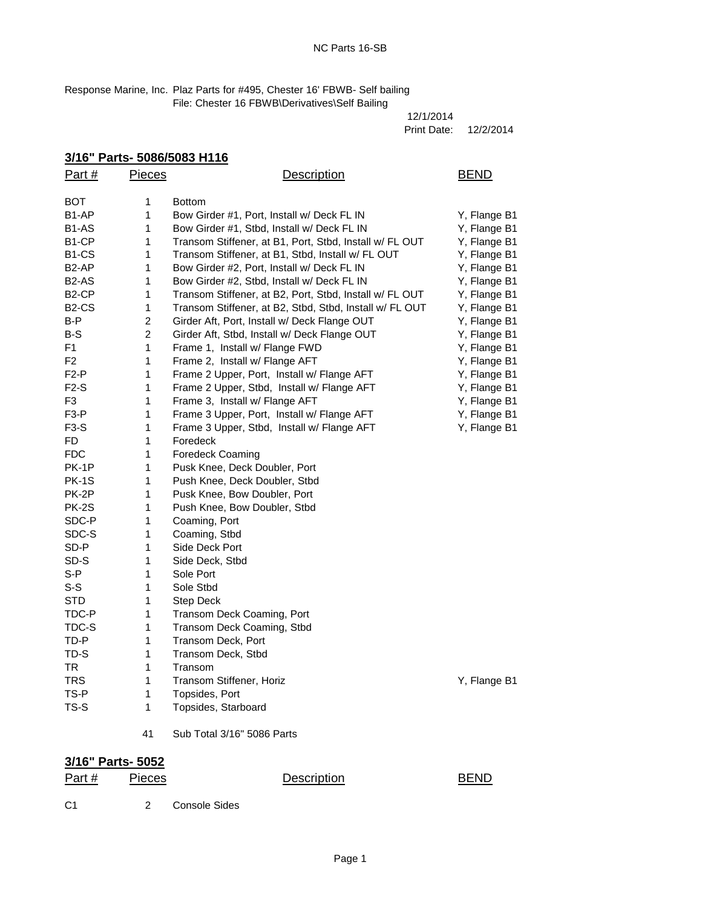NC Parts 16-SB

Response Marine, Inc. Plaz Parts for #495, Chester 16' FBWB- Self bailing
File: Chester 16 FBWB\Derivatives\Self Bailing

12/1/2014
Print Date: 12/2/2014

## 3/16" Parts- 5086/5083 H116

| Part # | Pieces | Description | BEND |
|---|---|---|---|
| BOT | 1 | Bottom | |
| B1-AP | 1 | Bow Girder #1, Port, Install w/ Deck FL IN | Y, Flange B1 |
| B1-AS | 1 | Bow Girder #1, Stbd, Install w/ Deck FL IN | Y, Flange B1 |
| B1-CP | 1 | Transom Stiffener, at B1, Port, Stbd, Install w/ FL OUT | Y, Flange B1 |
| B1-CS | 1 | Transom Stiffener, at B1, Stbd, Install w/ FL OUT | Y, Flange B1 |
| B2-AP | 1 | Bow Girder #2, Port, Install w/ Deck FL IN | Y, Flange B1 |
| B2-AS | 1 | Bow Girder #2, Stbd, Install w/ Deck FL IN | Y, Flange B1 |
| B2-CP | 1 | Transom Stiffener, at B2, Port, Stbd, Install w/ FL OUT | Y, Flange B1 |
| B2-CS | 1 | Transom Stiffener, at B2, Stbd, Stbd, Install w/ FL OUT | Y, Flange B1 |
| B-P | 2 | Girder Aft, Port, Install w/ Deck Flange OUT | Y, Flange B1 |
| B-S | 2 | Girder Aft, Stbd, Install w/ Deck Flange OUT | Y, Flange B1 |
| F1 | 1 | Frame 1, Install w/ Flange FWD | Y, Flange B1 |
| F2 | 1 | Frame 2, Install w/ Flange AFT | Y, Flange B1 |
| F2-P | 1 | Frame 2 Upper, Port, Install w/ Flange AFT | Y, Flange B1 |
| F2-S | 1 | Frame 2 Upper, Stbd, Install w/ Flange AFT | Y, Flange B1 |
| F3 | 1 | Frame 3, Install w/ Flange AFT | Y, Flange B1 |
| F3-P | 1 | Frame 3 Upper, Port, Install w/ Flange AFT | Y, Flange B1 |
| F3-S | 1 | Frame 3 Upper, Stbd, Install w/ Flange AFT | Y, Flange B1 |
| FD | 1 | Foredeck | |
| FDC | 1 | Foredeck Coaming | |
| PK-1P | 1 | Pusk Knee, Deck Doubler, Port | |
| PK-1S | 1 | Push Knee, Deck Doubler, Stbd | |
| PK-2P | 1 | Pusk Knee, Bow Doubler, Port | |
| PK-2S | 1 | Push Knee, Bow Doubler, Stbd | |
| SDC-P | 1 | Coaming, Port | |
| SDC-S | 1 | Coaming, Stbd | |
| SD-P | 1 | Side Deck Port | |
| SD-S | 1 | Side Deck, Stbd | |
| S-P | 1 | Sole Port | |
| S-S | 1 | Sole Stbd | |
| STD | 1 | Step Deck | |
| TDC-P | 1 | Transom Deck Coaming, Port | |
| TDC-S | 1 | Transom Deck Coaming, Stbd | |
| TD-P | 1 | Transom Deck, Port | |
| TD-S | 1 | Transom Deck, Stbd | |
| TR | 1 | Transom | |
| TRS | 1 | Transom Stiffener, Horiz | Y, Flange B1 |
| TS-P | 1 | Topsides, Port | |
| TS-S | 1 | Topsides, Starboard | |
| | 41 | Sub Total 3/16" 5086 Parts | |

## 3/16" Parts- 5052

| Part # | Pieces | Description | BEND |
|---|---|---|---|
| C1 | 2 | Console Sides | |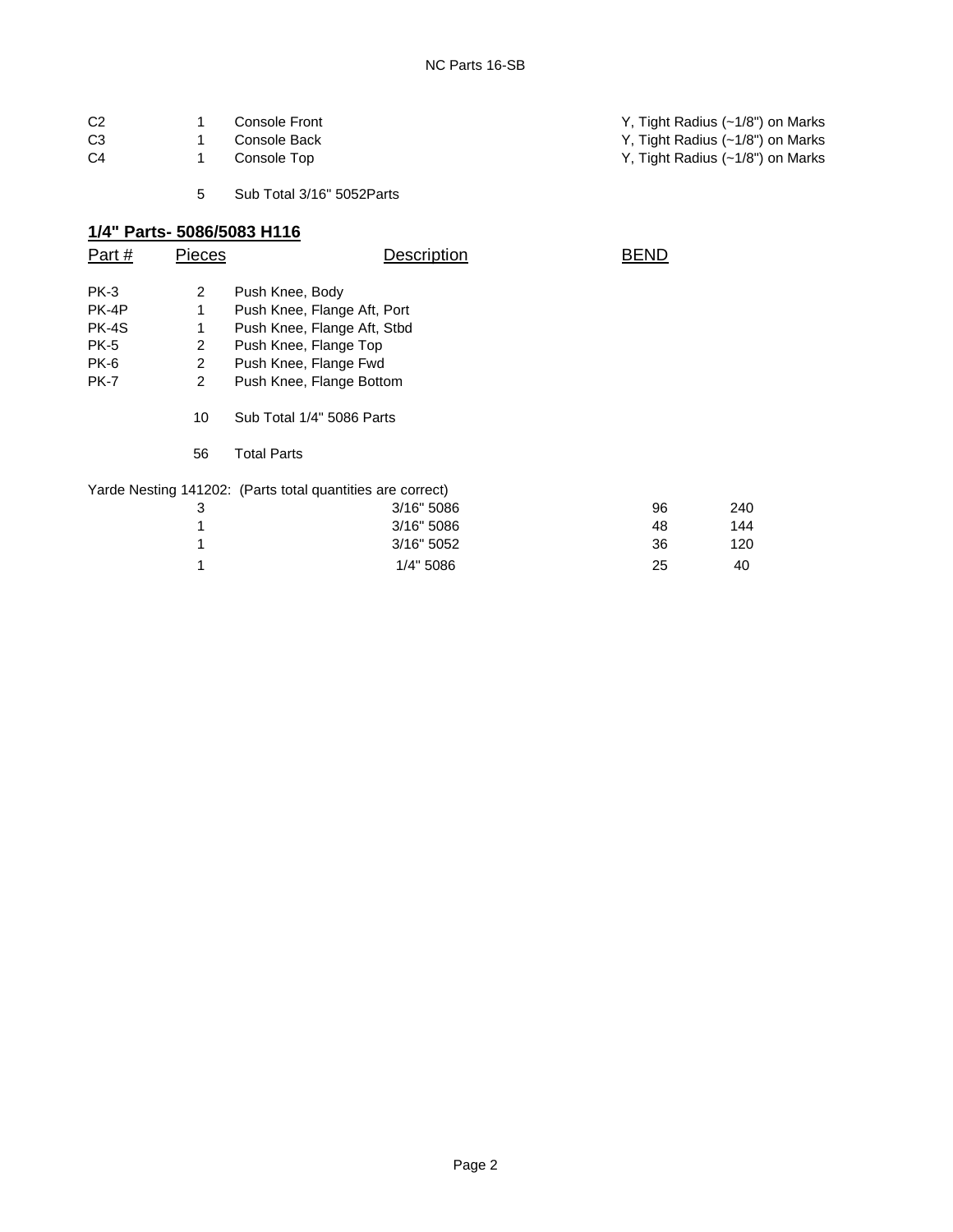NC Parts 16-SB

| | | | |
|---|---|---|---|
| C2 | 1 | Console Front | Y, Tight Radius (~1/8") on Marks |
| C3 | 1 | Console Back | Y, Tight Radius (~1/8") on Marks |
| C4 | 1 | Console Top | Y, Tight Radius (~1/8") on Marks |
| | 5 | Sub Total 3/16" 5052Parts | |

## 1/4" Parts- 5086/5083 H116

| Part # | Pieces | Description | BEND |
|---|---|---|---|
| PK-3 | 2 | Push Knee, Body | |
| PK-4P | 1 | Push Knee, Flange Aft, Port | |
| PK-4S | 1 | Push Knee, Flange Aft, Stbd | |
| PK-5 | 2 | Push Knee, Flange Top | |
| PK-6 | 2 | Push Knee, Flange Fwd | |
| PK-7 | 2 | Push Knee, Flange Bottom | |
| | 10 | Sub Total 1/4" 5086 Parts | |
| | 56 | Total Parts | |

Yarde Nesting 141202: (Parts total quantities are correct)

| | | | |
|---|---|---|---|
| 3 | 3/16" 5086 | 96 | 240 |
| 1 | 3/16" 5086 | 48 | 144 |
| 1 | 3/16" 5052 | 36 | 120 |
| 1 | 1/4" 5086 | 25 | 40 |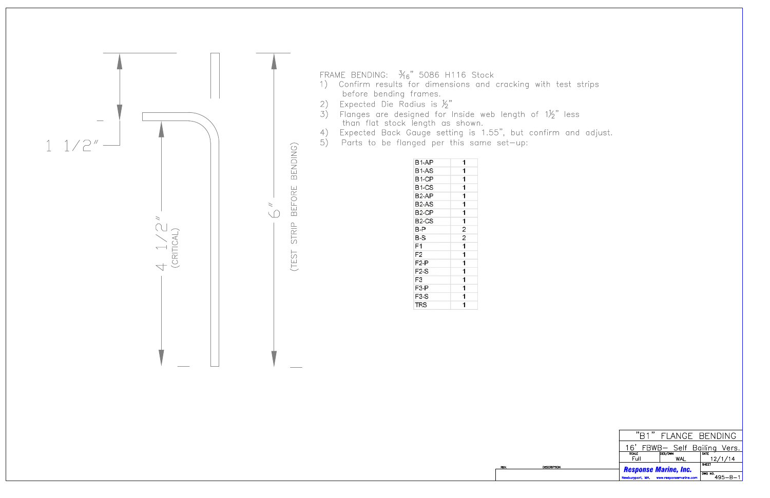1 1/2"

4 1/2" (CRITICAL)

6" (TEST STRIP BEFORE BENDING)

FRAME BENDING: 3/16" 5086 H116 Stock

1) Confirm results for dimensions and cracking with test strips before bending frames.
2) Expected Die Radius is ½"
3) Flanges are designed for Inside web length of 1½" less than flat stock length as shown.
4) Expected Back Gauge setting is 1.55", but confirm and adjust.
5) Parts to be flanged per this same set-up:

| Part | Qty |
|---|---|
| B1-AP | 1 |
| B1-AS | 1 |
| B1-CP | 1 |
| B1-CS | 1 |
| B2-AP | 1 |
| B2-AS | 1 |
| B2-CP | 1 |
| B2-CS | 1 |
| B-P | 2 |
| B-S | 2 |
| F1 | 1 |
| F2 | 1 |
| F2-P | 1 |
| F2-S | 1 |
| F3 | 1 |
| F3-P | 1 |
| F3-S | 1 |
| TRS | 1 |

| REV. | DESCRIPTION |
|---|---|
| | |

"B1" FLANGE BENDING

16' FBWB– Self Bailing Vers.

| SCALE | DES/DWN | DATE |
|---|---|---|
| Full | WAL | 12/1/14 |

**Response Marine, Inc.**
Newburyport, MA, www.responsemarine.com

SHEET

DWG NO. 495–B–1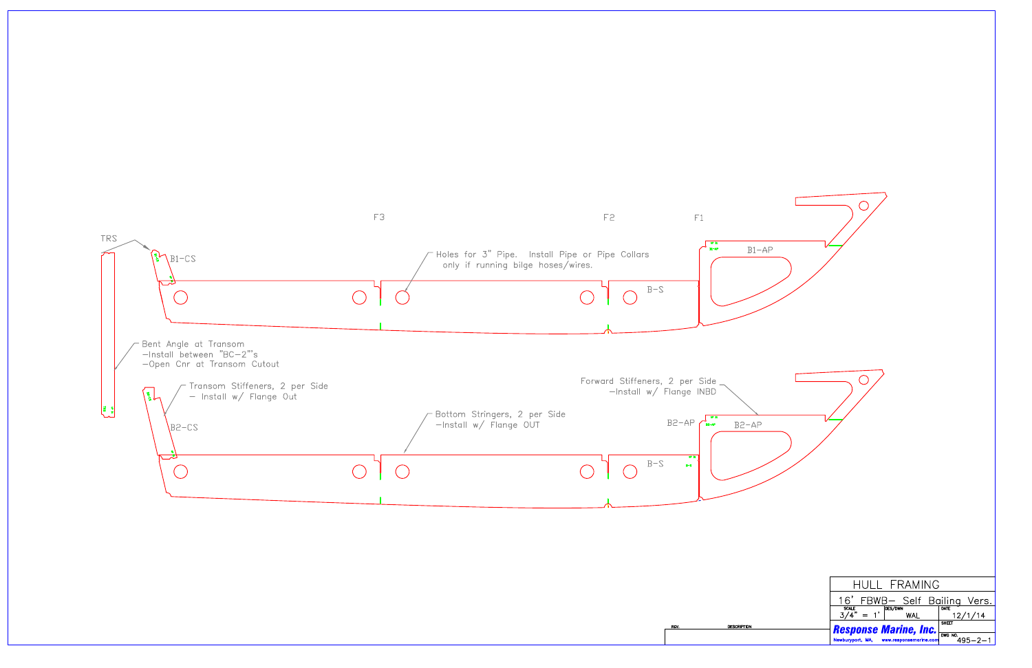TRS

F3

F2

F1

B1-CS

B1-AP

B-S

Holes for 3" Pipe. Install Pipe or Pipe Collars only if running bilge hoses/wires.

Bent Angle at Transom
- Install between "BC-2"'s
- Open Cnr at Transom Cutout

Transom Stiffeners, 2 per Side
- Install w/ Flange Out

B2-CS

Bottom Stringers, 2 per Side
- Install w/ Flange OUT

Forward Stiffeners, 2 per Side
- Install w/ Flange INBD

B2-AP

B2-AP

B-S

| HULL FRAMING | | |
|---|---|---|
| 16' FBWB- Self Bailing Vers. | | |
| SCALE 3/4" = 1' | DES/DWN WAL | DATE 12/1/14 |
| Response Marine, Inc. Newburyport, MA, www.responsemarine.com | | SHEET |
| | | DWG NO. 495-2-1 |

| REV. | DESCRIPTION |
|---|---|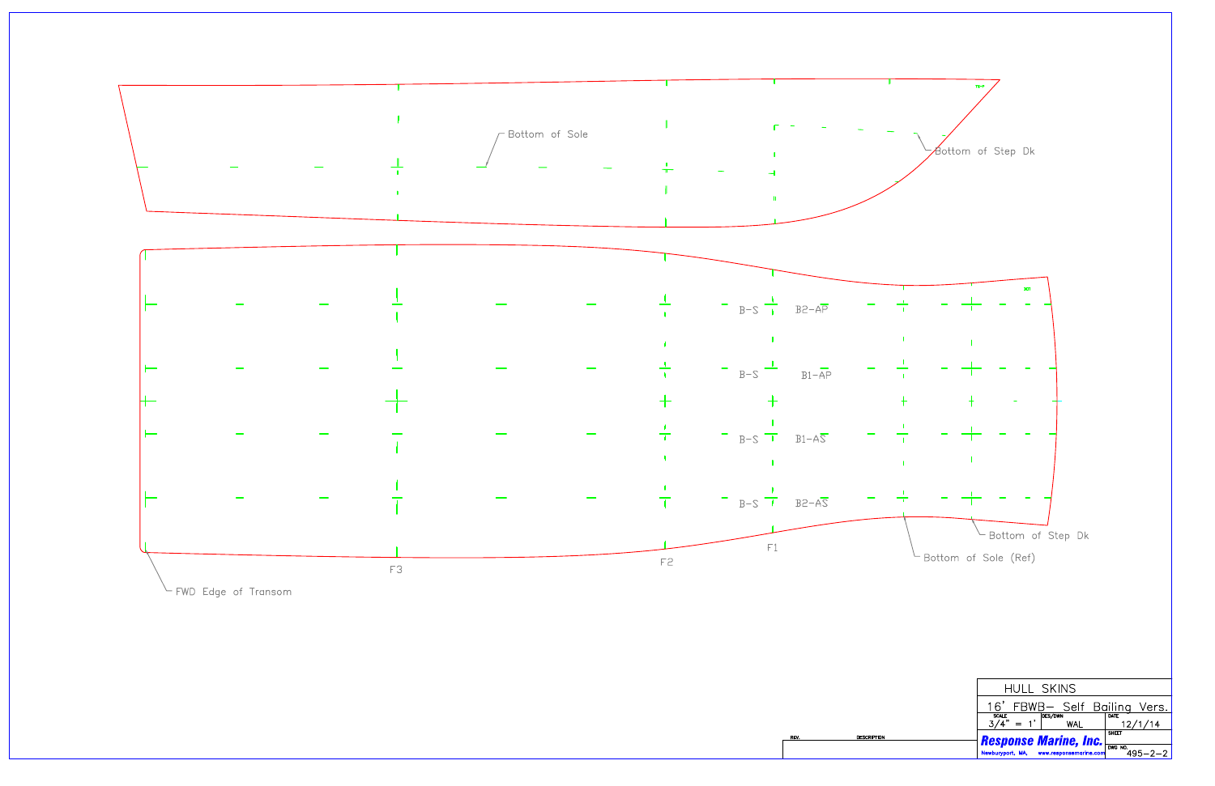Bottom of Sole

Bottom of Step Dk

B-S B2-AP

B-S B1-AP

B-S B1-AS

B-S B2-AS

F3

F2

F1

Bottom of Step Dk

Bottom of Sole (Ref)

FWD Edge of Transom

| HULL SKINS | | |
|---|---|---|
| 16' FBWB- Self Bailing Vers. | | |
| SCALE 3/4" = 1' | DES/DWN WAL | DATE 12/1/14 |
| Response Marine, Inc. Newburyport, MA, www.responsemarine.com | | SHEET |
| | | DWG NO. 495-2-2 |

| REV. | DESCRIPTION |
|---|---|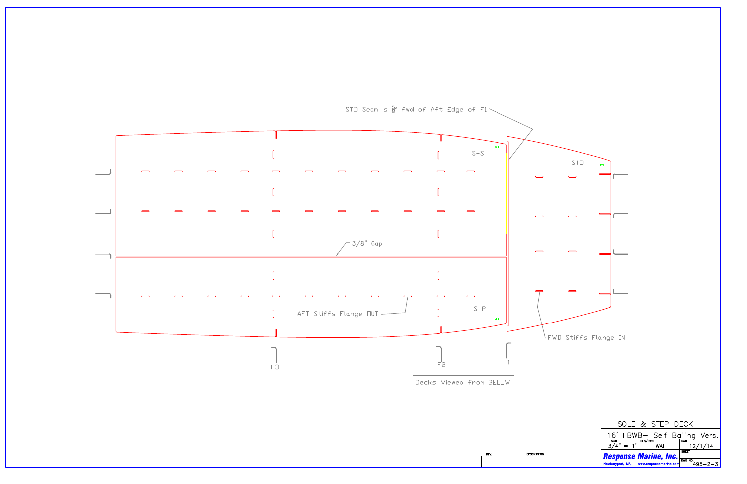STD Seam is $\frac{5}{8}$" fwd of Aft Edge of F1

S-S

STD

3/8" Gap

S-P

AFT Stiffs Flange OUT

FWD Stiffs Flange IN

F3

F2

F1

Decks Viewed from BELOW

| SOLE & STEP DECK | | |
|---|---|---|
| 16' FBWB– Self Bailing Vers. | | |
| SCALE 3/4" = 1' | DES/DWN WAL | DATE 12/1/14 |
| Response Marine, Inc. Newburyport, MA, www.responsemarine.com | | SHEET |
| | | DWG NO. 495-2-3 |

| REV. | DESCRIPTION |
|---|---|
| | |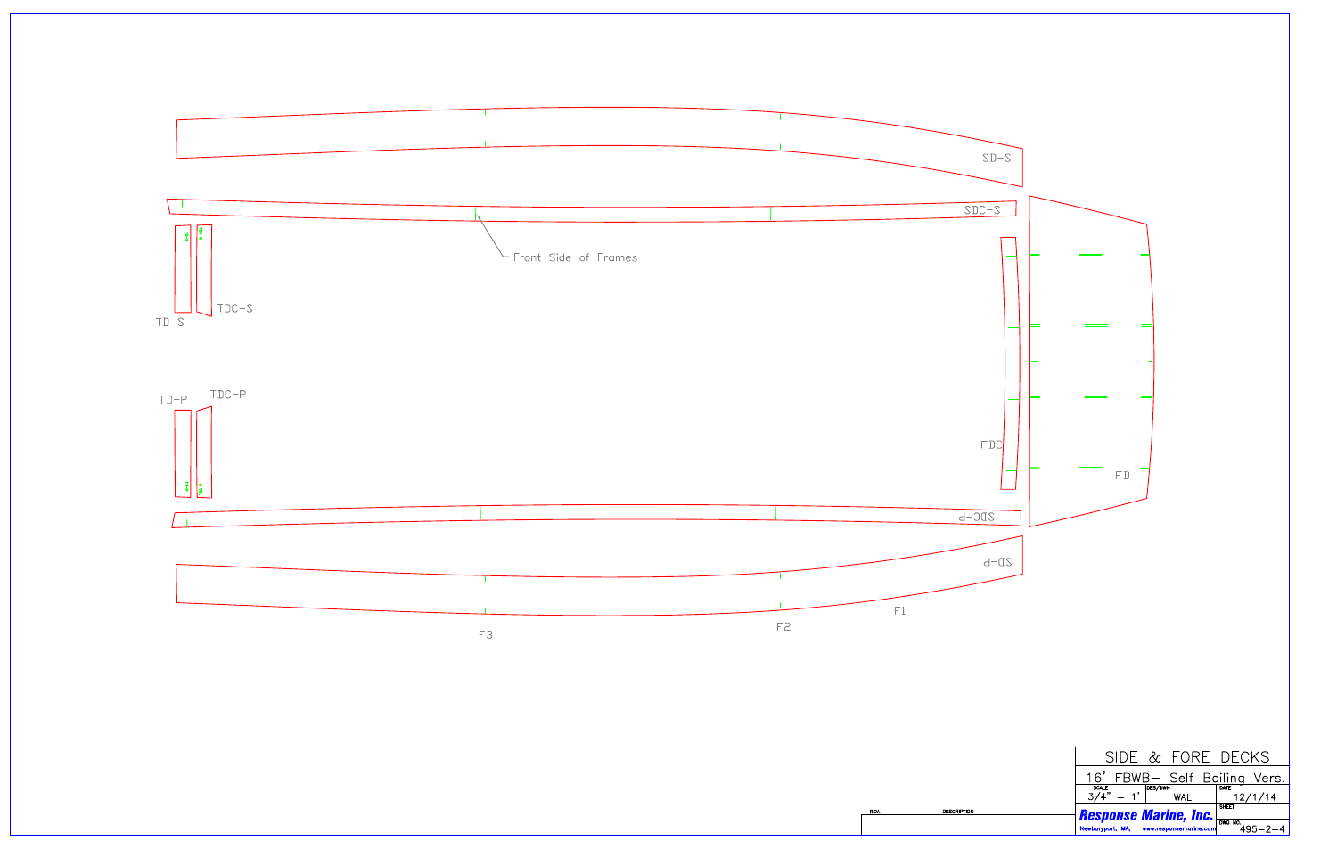SD-S

SDC-S

Front Side of Frames

TD-S

TDC-S

TD-P

TDC-P

FDC

FD

SDC-P

SD-P

F3

F2

F1

| SIDE & FORE DECKS | | |
|---|---|---|
| 16' FBWB– Self Bailing Vers. | | |
| SCALE 3/4" = 1' | DES/DWN WAL | DATE 12/1/14 |
| **Response Marine, Inc.** Newburyport, MA, www.responsemarine.com | | SHEET DWG NO. 495–2–4 |

| REV. | DESCRIPTION |
|---|---|
| | |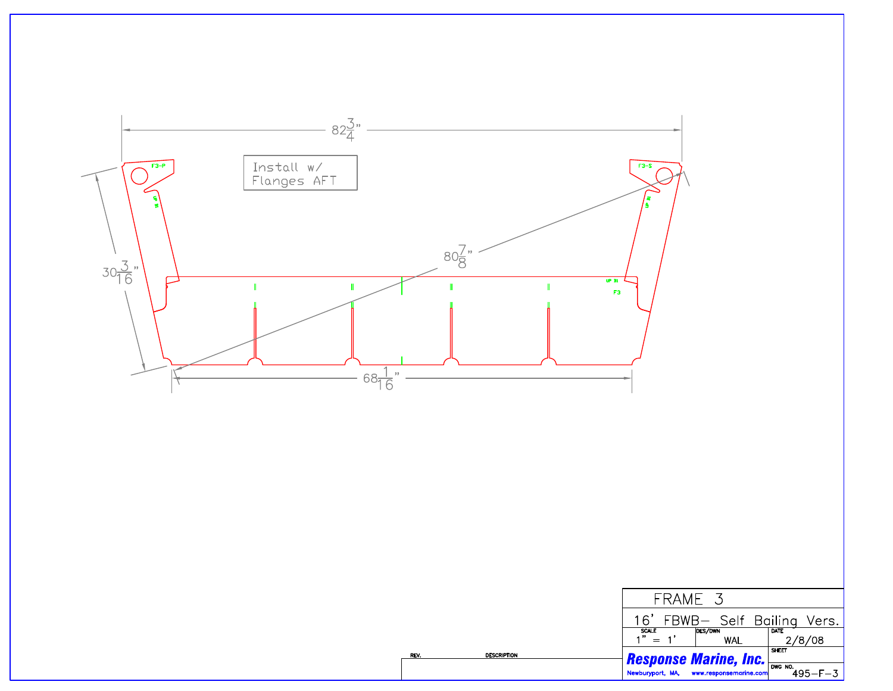Install w/
Flanges AFT

$82\frac{3}{4}$"

$80\frac{7}{8}$"

$30\frac{3}{16}$"

$68\frac{1}{16}$"

F3-P

F3-S

UP IN

F3

| FRAME 3 | | |
|---|---|---|
| 16' FBWB– Self Bailing Vers. | | |
| SCALE 1" = 1' | DES/DWN WAL | DATE 2/8/08 |
| **Response Marine, Inc.** Newburyport, MA, www.responsemarine.com | | SHEET |
| | | DWG NO. 495–F–3 |

| REV. | DESCRIPTION |
|---|---|
| | |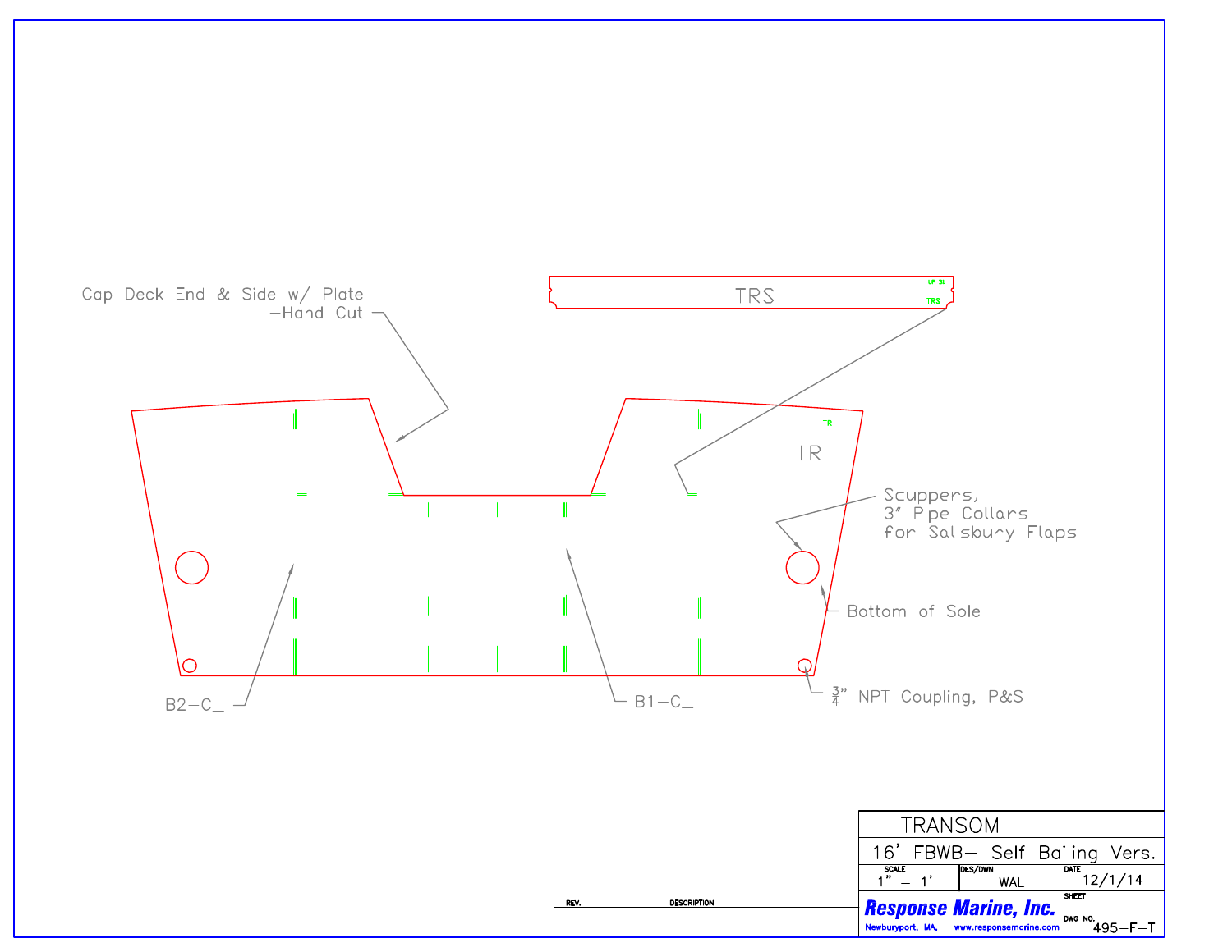Cap Deck End & Side w/ Plate
—Hand Cut

TRS

UP IN

TRS

TR

TR

Scuppers,
3" Pipe Collars
for Salisbury Flaps

Bottom of Sole

B2—C_

B1—C_

$\frac{3}{4}$" NPT Coupling, P&S

| TRANSOM | | |
|---|---|---|
| 16' FBWB— Self Bailing Vers. | | |
| SCALE 1" = 1' | DES/DWN WAL | DATE 12/1/14 |
| **Response Marine, Inc.** Newburyport, MA, www.responsemarine.com | | SHEET |
| | | DWG NO. 495—F—T |

| REV. | DESCRIPTION |
|---|---|
| | |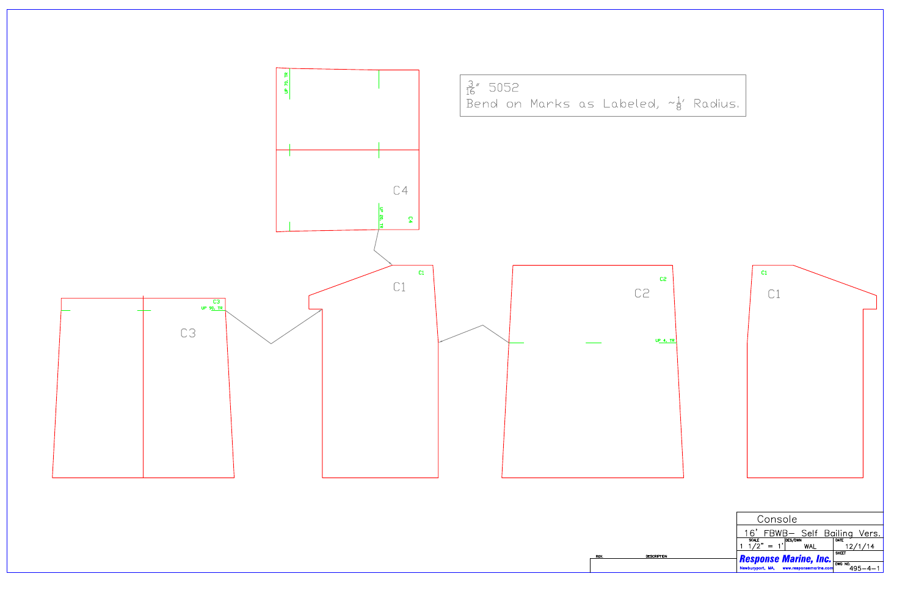$\frac{3}{16}$″ 5052
Bend on Marks as Labeled, ~$\frac{1}{8}$′ Radius.

C4

UP 72, TR

UP 68, TR

C4

C3

C3

UP 90, TR

C1

C1

C2

C2

UP 4, TR

C1

C1

| Console | | |
|---|---|---|
| 16′ FBWB– Self Bailing Vers. | | |
| SCALE 1 1/2″ = 1′ | DES/DWN WAL | DATE 12/1/14 |
| Response Marine, Inc. Newburyport, MA, www.responsemarine.com | | SHEET |
| | | DWG NO. 495-4-1 |

| REV. | DESCRIPTION |
|---|---|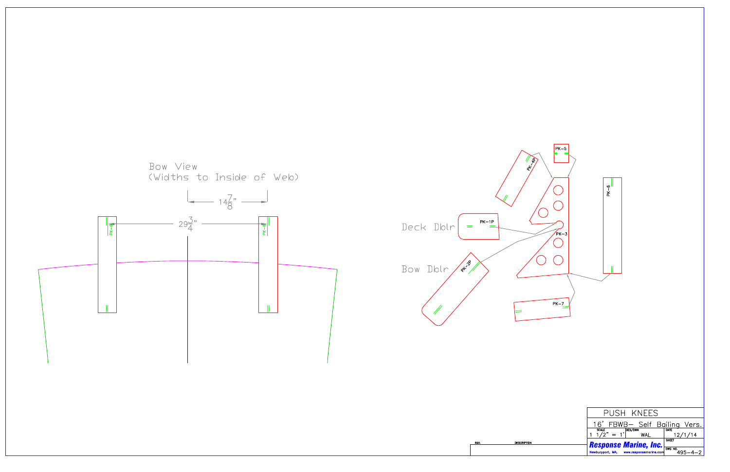Bow View
(Widths to Inside of Web)

14 7/8"

29 3/4"

PK-6

PK-6

Deck Dblr

Bow Dblr

PK-1P

PK-2P

PK-3

PK-4P

PK-5

PK-6

PK-7

| | | |
|---|---|---|
| PUSH KNEES | | |
| 16' FBWB- Self Bailing Vers. | | |
| SCALE 1 1/2" = 1' | DES/DWN WAL | DATE 12/1/14 |
| Response Marine, Inc. Newburyport, MA, www.responsemarine.com | | SHEET |
| | | DWG NO. 495-4-2 |

REV. DESCRIPTION